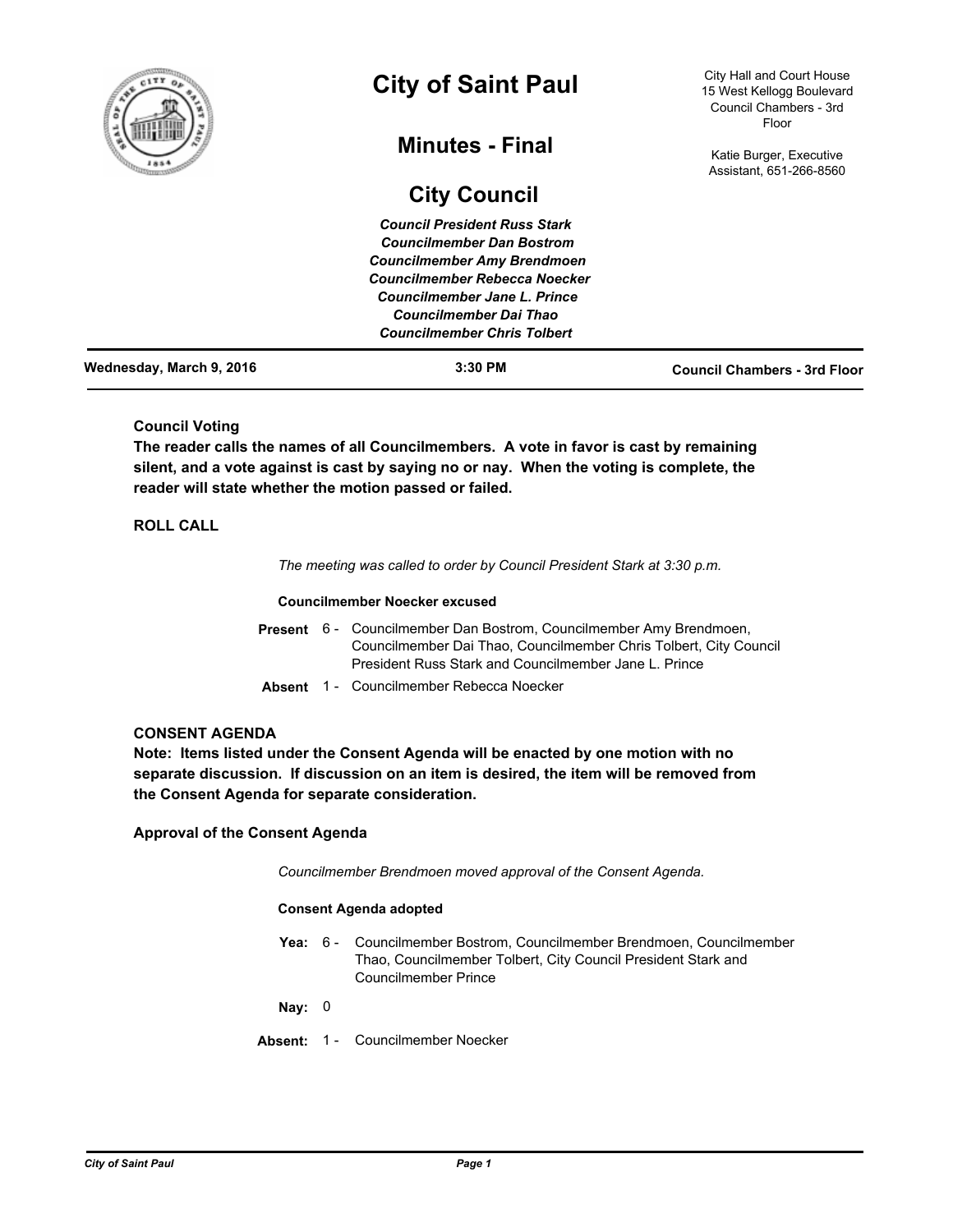# City of Saint Paul

## Minutes - Final

## City Council

City Hall and Court House
15 West Kellogg Boulevard
Council Chambers - 3rd Floor

Katie Burger, Executive Assistant, 651-266-8560

*Council President Russ Stark*
*Councilmember Dan Bostrom*
*Councilmember Amy Brendmoen*
*Councilmember Rebecca Noecker*
*Councilmember Jane L. Prince*
*Councilmember Dai Thao*
*Councilmember Chris Tolbert*

**Wednesday, March 9, 2016** — **3:30 PM** — **Council Chambers - 3rd Floor**

---

**Council Voting**

**The reader calls the names of all Councilmembers. A vote in favor is cast by remaining silent, and a vote against is cast by saying no or nay. When the voting is complete, the reader will state whether the motion passed or failed.**

**ROLL CALL**

*The meeting was called to order by Council President Stark at 3:30 p.m.*

**Councilmember Noecker excused**

**Present** 6 - Councilmember Dan Bostrom, Councilmember Amy Brendmoen, Councilmember Dai Thao, Councilmember Chris Tolbert, City Council President Russ Stark and Councilmember Jane L. Prince

**Absent** 1 - Councilmember Rebecca Noecker

**CONSENT AGENDA**

**Note: Items listed under the Consent Agenda will be enacted by one motion with no separate discussion. If discussion on an item is desired, the item will be removed from the Consent Agenda for separate consideration.**

**Approval of the Consent Agenda**

*Councilmember Brendmoen moved approval of the Consent Agenda.*

**Consent Agenda adopted**

**Yea:** 6 - Councilmember Bostrom, Councilmember Brendmoen, Councilmember Thao, Councilmember Tolbert, City Council President Stark and Councilmember Prince

**Nay:** 0

**Absent:** 1 - Councilmember Noecker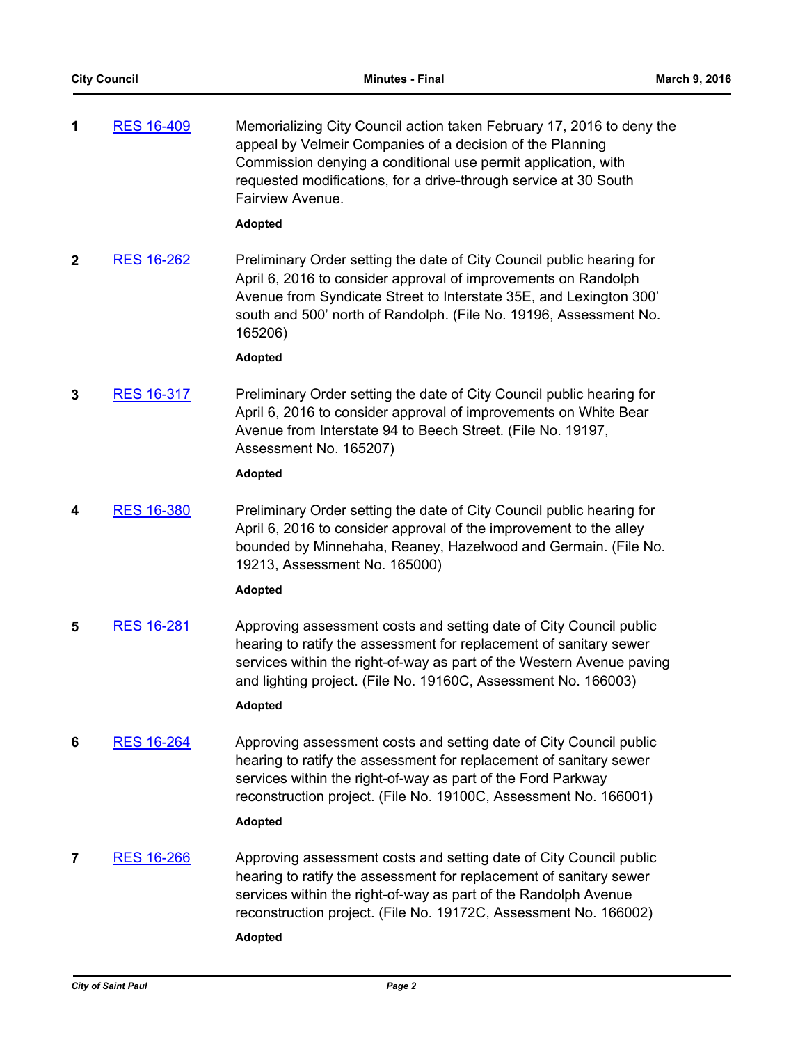**1** RES 16-409

Memorializing City Council action taken February 17, 2016 to deny the appeal by Velmeir Companies of a decision of the Planning Commission denying a conditional use permit application, with requested modifications, for a drive-through service at 30 South Fairview Avenue.

**Adopted**

**2** RES 16-262

Preliminary Order setting the date of City Council public hearing for April 6, 2016 to consider approval of improvements on Randolph Avenue from Syndicate Street to Interstate 35E, and Lexington 300' south and 500' north of Randolph. (File No. 19196, Assessment No. 165206)

**Adopted**

**3** RES 16-317

Preliminary Order setting the date of City Council public hearing for April 6, 2016 to consider approval of improvements on White Bear Avenue from Interstate 94 to Beech Street. (File No. 19197, Assessment No. 165207)

**Adopted**

**4** RES 16-380

Preliminary Order setting the date of City Council public hearing for April 6, 2016 to consider approval of the improvement to the alley bounded by Minnehaha, Reaney, Hazelwood and Germain. (File No. 19213, Assessment No. 165000)

**Adopted**

**5** RES 16-281

Approving assessment costs and setting date of City Council public hearing to ratify the assessment for replacement of sanitary sewer services within the right-of-way as part of the Western Avenue paving and lighting project. (File No. 19160C, Assessment No. 166003)

**Adopted**

**6** RES 16-264

Approving assessment costs and setting date of City Council public hearing to ratify the assessment for replacement of sanitary sewer services within the right-of-way as part of the Ford Parkway reconstruction project. (File No. 19100C, Assessment No. 166001)

**Adopted**

**7** RES 16-266

Approving assessment costs and setting date of City Council public hearing to ratify the assessment for replacement of sanitary sewer services within the right-of-way as part of the Randolph Avenue reconstruction project. (File No. 19172C, Assessment No. 166002)

**Adopted**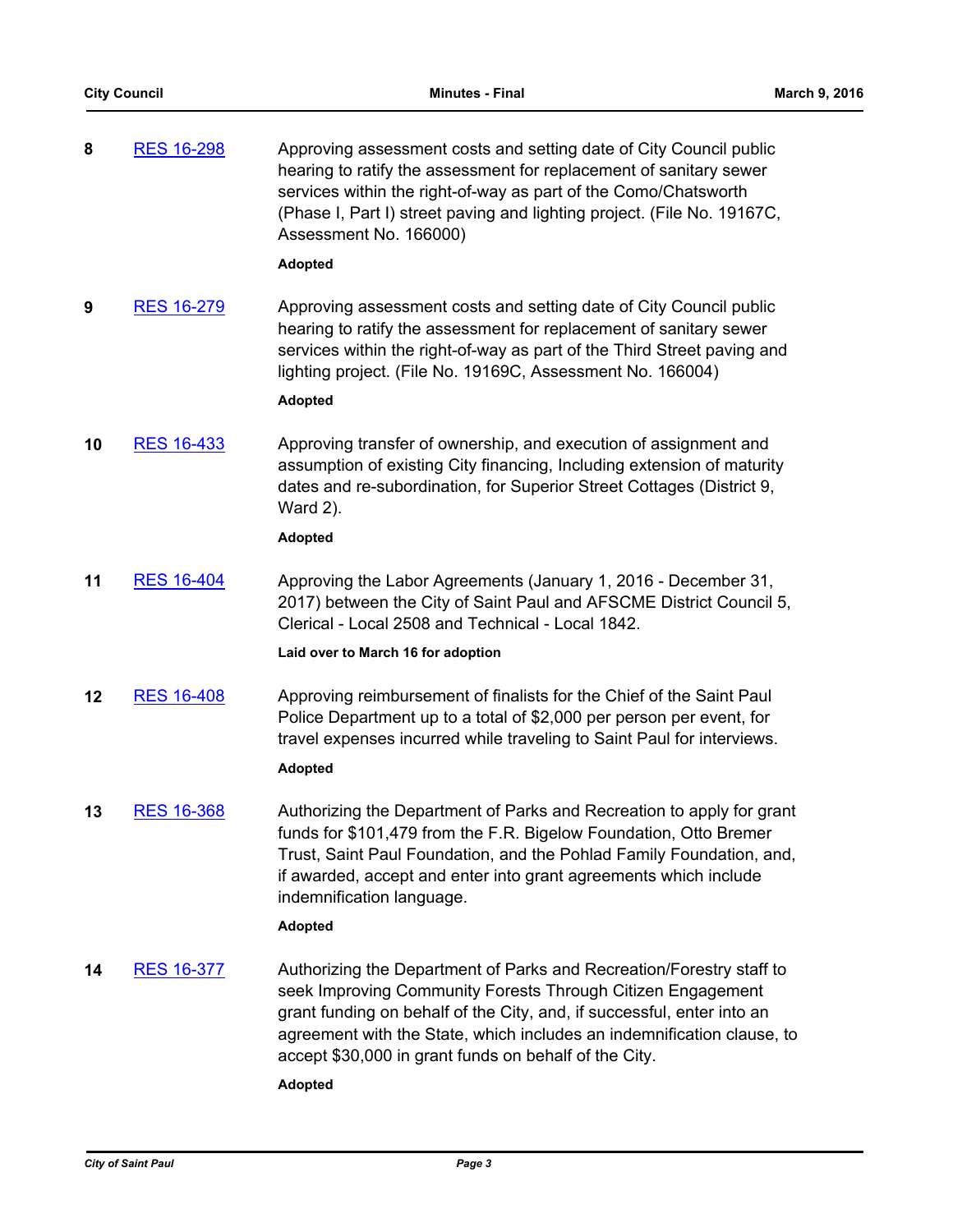**8** RES 16-298

Approving assessment costs and setting date of City Council public hearing to ratify the assessment for replacement of sanitary sewer services within the right-of-way as part of the Como/Chatsworth (Phase I, Part I) street paving and lighting project. (File No. 19167C, Assessment No. 166000)

**Adopted**

**9** RES 16-279

Approving assessment costs and setting date of City Council public hearing to ratify the assessment for replacement of sanitary sewer services within the right-of-way as part of the Third Street paving and lighting project. (File No. 19169C, Assessment No. 166004)

**Adopted**

**10** RES 16-433

Approving transfer of ownership, and execution of assignment and assumption of existing City financing, Including extension of maturity dates and re-subordination, for Superior Street Cottages (District 9, Ward 2).

**Adopted**

**11** RES 16-404

Approving the Labor Agreements (January 1, 2016 - December 31, 2017) between the City of Saint Paul and AFSCME District Council 5, Clerical - Local 2508 and Technical - Local 1842.

**Laid over to March 16 for adoption**

**12** RES 16-408

Approving reimbursement of finalists for the Chief of the Saint Paul Police Department up to a total of $2,000 per person per event, for travel expenses incurred while traveling to Saint Paul for interviews.

**Adopted**

**13** RES 16-368

Authorizing the Department of Parks and Recreation to apply for grant funds for $101,479 from the F.R. Bigelow Foundation, Otto Bremer Trust, Saint Paul Foundation, and the Pohlad Family Foundation, and, if awarded, accept and enter into grant agreements which include indemnification language.

**Adopted**

**14** RES 16-377

Authorizing the Department of Parks and Recreation/Forestry staff to seek Improving Community Forests Through Citizen Engagement grant funding on behalf of the City, and, if successful, enter into an agreement with the State, which includes an indemnification clause, to accept $30,000 in grant funds on behalf of the City.

**Adopted**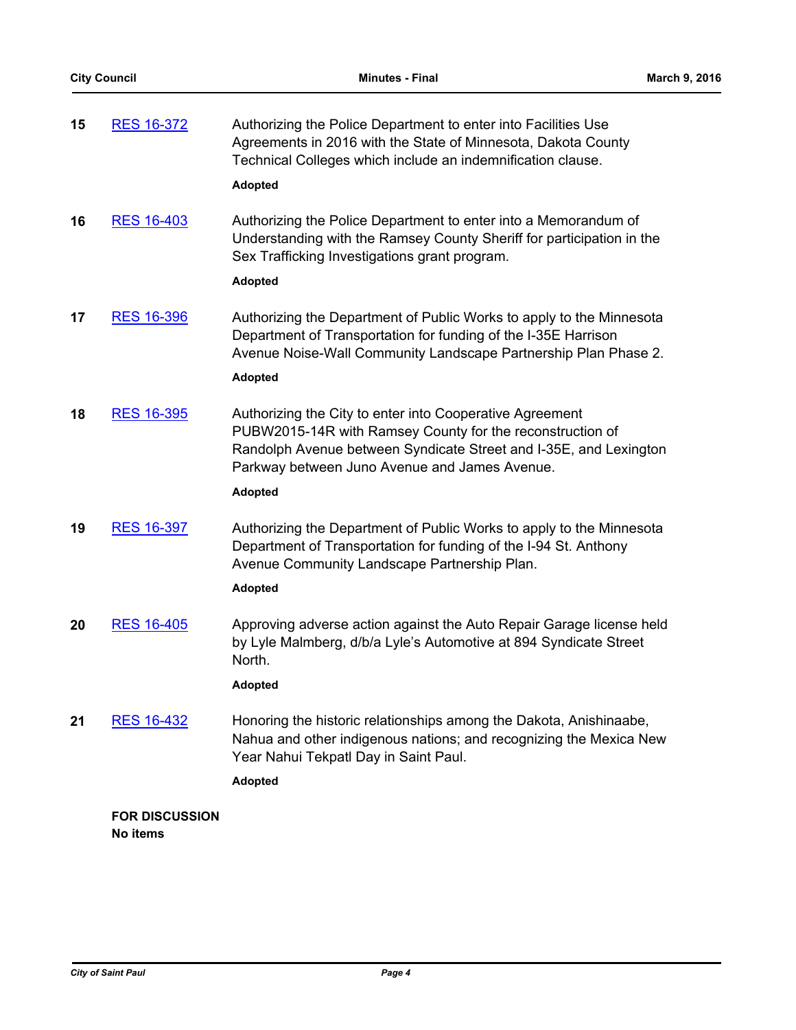**15** RES 16-372 Authorizing the Police Department to enter into Facilities Use Agreements in 2016 with the State of Minnesota, Dakota County Technical Colleges which include an indemnification clause.

**Adopted**

**16** RES 16-403 Authorizing the Police Department to enter into a Memorandum of Understanding with the Ramsey County Sheriff for participation in the Sex Trafficking Investigations grant program.

**Adopted**

**17** RES 16-396 Authorizing the Department of Public Works to apply to the Minnesota Department of Transportation for funding of the I-35E Harrison Avenue Noise-Wall Community Landscape Partnership Plan Phase 2.

**Adopted**

**18** RES 16-395 Authorizing the City to enter into Cooperative Agreement PUBW2015-14R with Ramsey County for the reconstruction of Randolph Avenue between Syndicate Street and I-35E, and Lexington Parkway between Juno Avenue and James Avenue.

**Adopted**

**19** RES 16-397 Authorizing the Department of Public Works to apply to the Minnesota Department of Transportation for funding of the I-94 St. Anthony Avenue Community Landscape Partnership Plan.

**Adopted**

**20** RES 16-405 Approving adverse action against the Auto Repair Garage license held by Lyle Malmberg, d/b/a Lyle's Automotive at 894 Syndicate Street North.

**Adopted**

**21** RES 16-432 Honoring the historic relationships among the Dakota, Anishinaabe, Nahua and other indigenous nations; and recognizing the Mexica New Year Nahui Tekpatl Day in Saint Paul.

**Adopted**

**FOR DISCUSSION**
**No items**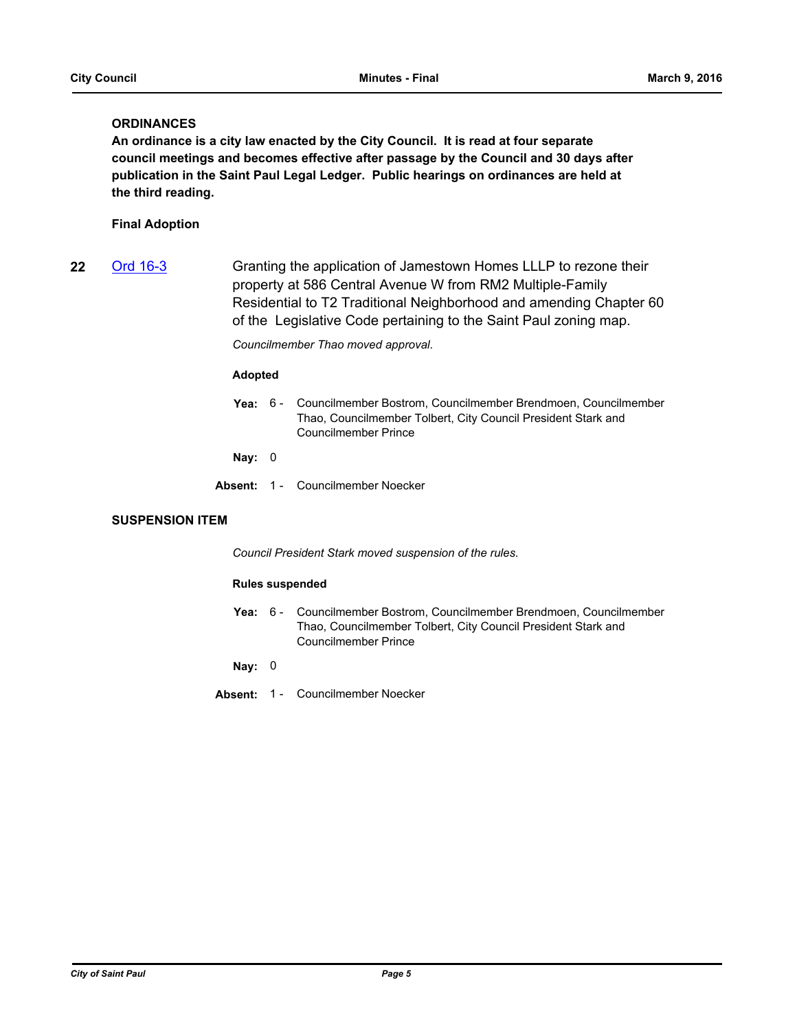## ORDINANCES

**An ordinance is a city law enacted by the City Council. It is read at four separate council meetings and becomes effective after passage by the Council and 30 days after publication in the Saint Paul Legal Ledger. Public hearings on ordinances are held at the third reading.**

### Final Adoption

**22** Ord 16-3

Granting the application of Jamestown Homes LLLP to rezone their property at 586 Central Avenue W from RM2 Multiple-Family Residential to T2 Traditional Neighborhood and amending Chapter 60 of the Legislative Code pertaining to the Saint Paul zoning map.

*Councilmember Thao moved approval.*

**Adopted**

**Yea:** 6 - Councilmember Bostrom, Councilmember Brendmoen, Councilmember Thao, Councilmember Tolbert, City Council President Stark and Councilmember Prince

**Nay:** 0

**Absent:** 1 - Councilmember Noecker

## SUSPENSION ITEM

*Council President Stark moved suspension of the rules.*

**Rules suspended**

**Yea:** 6 - Councilmember Bostrom, Councilmember Brendmoen, Councilmember Thao, Councilmember Tolbert, City Council President Stark and Councilmember Prince

**Nay:** 0

**Absent:** 1 - Councilmember Noecker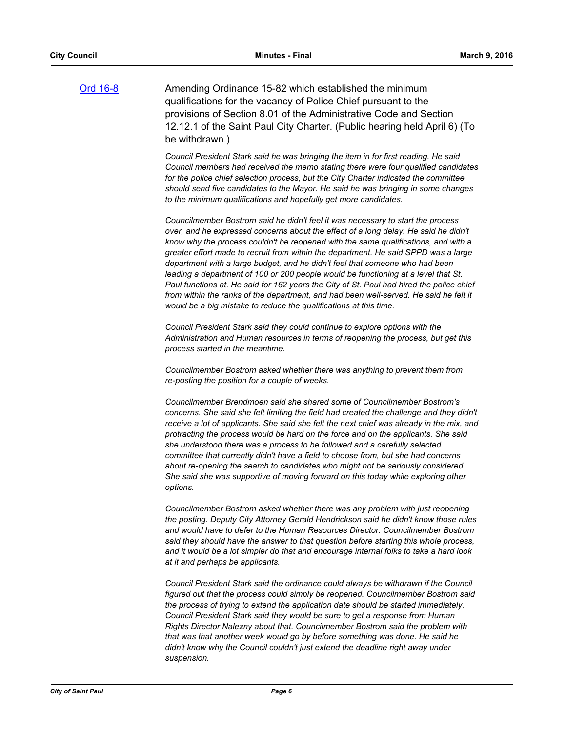[Ord 16-8](#) Amending Ordinance 15-82 which established the minimum qualifications for the vacancy of Police Chief pursuant to the provisions of Section 8.01 of the Administrative Code and Section 12.12.1 of the Saint Paul City Charter. (Public hearing held April 6) (To be withdrawn.)

*Council President Stark said he was bringing the item in for first reading. He said Council members had received the memo stating there were four qualified candidates for the police chief selection process, but the City Charter indicated the committee should send five candidates to the Mayor. He said he was bringing in some changes to the minimum qualifications and hopefully get more candidates.*

*Councilmember Bostrom said he didn't feel it was necessary to start the process over, and he expressed concerns about the effect of a long delay. He said he didn't know why the process couldn't be reopened with the same qualifications, and with a greater effort made to recruit from within the department. He said SPPD was a large department with a large budget, and he didn't feel that someone who had been leading a department of 100 or 200 people would be functioning at a level that St. Paul functions at. He said for 162 years the City of St. Paul had hired the police chief from within the ranks of the department, and had been well-served. He said he felt it would be a big mistake to reduce the qualifications at this time.*

*Council President Stark said they could continue to explore options with the Administration and Human resources in terms of reopening the process, but get this process started in the meantime.*

*Councilmember Bostrom asked whether there was anything to prevent them from re-posting the position for a couple of weeks.*

*Councilmember Brendmoen said she shared some of Councilmember Bostrom's concerns. She said she felt limiting the field had created the challenge and they didn't receive a lot of applicants. She said she felt the next chief was already in the mix, and protracting the process would be hard on the force and on the applicants. She said she understood there was a process to be followed and a carefully selected committee that currently didn't have a field to choose from, but she had concerns about re-opening the search to candidates who might not be seriously considered. She said she was supportive of moving forward on this today while exploring other options.*

*Councilmember Bostrom asked whether there was any problem with just reopening the posting. Deputy City Attorney Gerald Hendrickson said he didn't know those rules and would have to defer to the Human Resources Director. Councilmember Bostrom said they should have the answer to that question before starting this whole process, and it would be a lot simpler do that and encourage internal folks to take a hard look at it and perhaps be applicants.*

*Council President Stark said the ordinance could always be withdrawn if the Council figured out that the process could simply be reopened. Councilmember Bostrom said the process of trying to extend the application date should be started immediately. Council President Stark said they would be sure to get a response from Human Rights Director Nalezny about that. Councilmember Bostrom said the problem with that was that another week would go by before something was done. He said he didn't know why the Council couldn't just extend the deadline right away under suspension.*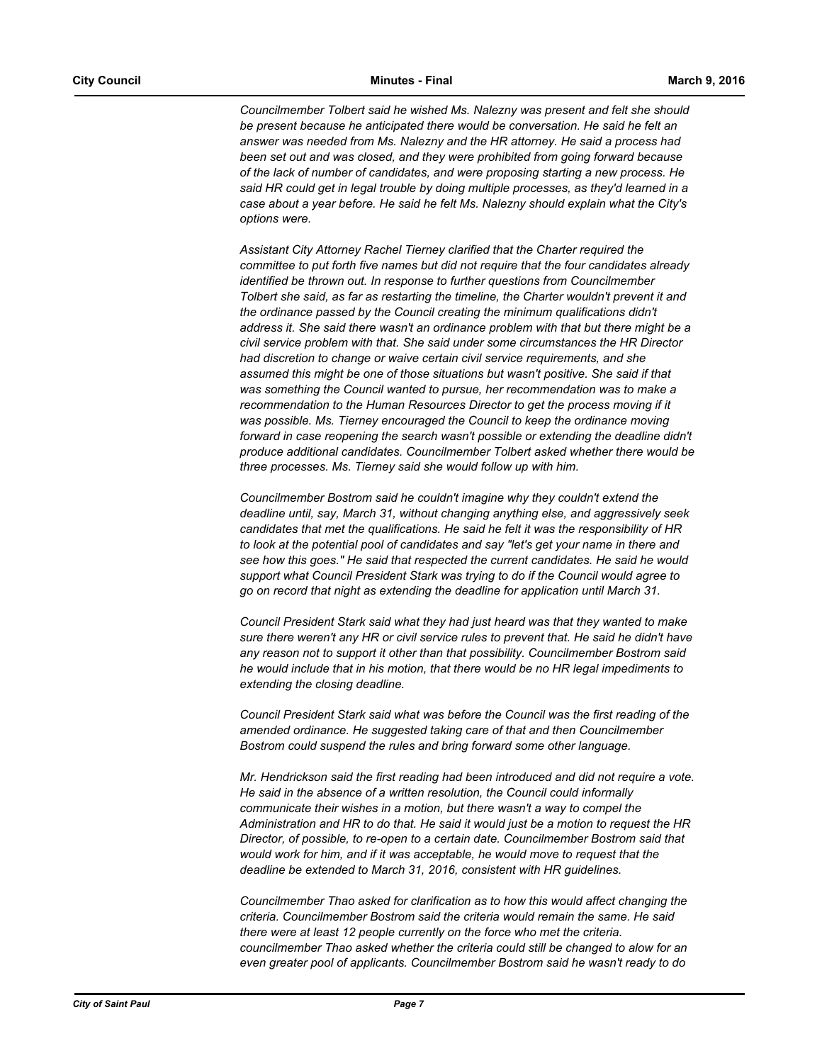*Councilmember Tolbert said he wished Ms. Nalezny was present and felt she should be present because he anticipated there would be conversation. He said he felt an answer was needed from Ms. Nalezny and the HR attorney. He said a process had been set out and was closed, and they were prohibited from going forward because of the lack of number of candidates, and were proposing starting a new process. He said HR could get in legal trouble by doing multiple processes, as they'd learned in a case about a year before. He said he felt Ms. Nalezny should explain what the City's options were.*

*Assistant City Attorney Rachel Tierney clarified that the Charter required the committee to put forth five names but did not require that the four candidates already identified be thrown out. In response to further questions from Councilmember Tolbert she said, as far as restarting the timeline, the Charter wouldn't prevent it and the ordinance passed by the Council creating the minimum qualifications didn't address it. She said there wasn't an ordinance problem with that but there might be a civil service problem with that. She said under some circumstances the HR Director had discretion to change or waive certain civil service requirements, and she assumed this might be one of those situations but wasn't positive. She said if that was something the Council wanted to pursue, her recommendation was to make a recommendation to the Human Resources Director to get the process moving if it was possible. Ms. Tierney encouraged the Council to keep the ordinance moving forward in case reopening the search wasn't possible or extending the deadline didn't produce additional candidates. Councilmember Tolbert asked whether there would be three processes. Ms. Tierney said she would follow up with him.*

*Councilmember Bostrom said he couldn't imagine why they couldn't extend the deadline until, say, March 31, without changing anything else, and aggressively seek candidates that met the qualifications. He said he felt it was the responsibility of HR to look at the potential pool of candidates and say "let's get your name in there and see how this goes." He said that respected the current candidates. He said he would support what Council President Stark was trying to do if the Council would agree to go on record that night as extending the deadline for application until March 31.*

*Council President Stark said what they had just heard was that they wanted to make sure there weren't any HR or civil service rules to prevent that. He said he didn't have any reason not to support it other than that possibility. Councilmember Bostrom said he would include that in his motion, that there would be no HR legal impediments to extending the closing deadline.*

*Council President Stark said what was before the Council was the first reading of the amended ordinance. He suggested taking care of that and then Councilmember Bostrom could suspend the rules and bring forward some other language.*

*Mr. Hendrickson said the first reading had been introduced and did not require a vote. He said in the absence of a written resolution, the Council could informally communicate their wishes in a motion, but there wasn't a way to compel the Administration and HR to do that. He said it would just be a motion to request the HR Director, of possible, to re-open to a certain date. Councilmember Bostrom said that would work for him, and if it was acceptable, he would move to request that the deadline be extended to March 31, 2016, consistent with HR guidelines.*

*Councilmember Thao asked for clarification as to how this would affect changing the criteria. Councilmember Bostrom said the criteria would remain the same. He said there were at least 12 people currently on the force who met the criteria. councilmember Thao asked whether the criteria could still be changed to alow for an even greater pool of applicants. Councilmember Bostrom said he wasn't ready to do*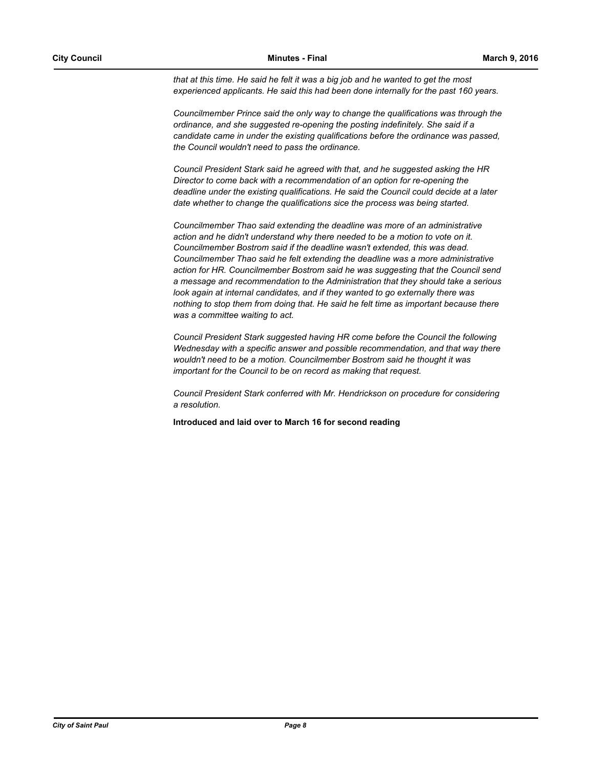*that at this time. He said he felt it was a big job and he wanted to get the most experienced applicants. He said this had been done internally for the past 160 years.*

*Councilmember Prince said the only way to change the qualifications was through the ordinance, and she suggested re-opening the posting indefinitely. She said if a candidate came in under the existing qualifications before the ordinance was passed, the Council wouldn't need to pass the ordinance.*

*Council President Stark said he agreed with that, and he suggested asking the HR Director to come back with a recommendation of an option for re-opening the deadline under the existing qualifications. He said the Council could decide at a later date whether to change the qualifications sice the process was being started.*

*Councilmember Thao said extending the deadline was more of an administrative action and he didn't understand why there needed to be a motion to vote on it. Councilmember Bostrom said if the deadline wasn't extended, this was dead. Councilmember Thao said he felt extending the deadline was a more administrative action for HR. Councilmember Bostrom said he was suggesting that the Council send a message and recommendation to the Administration that they should take a serious look again at internal candidates, and if they wanted to go externally there was nothing to stop them from doing that. He said he felt time as important because there was a committee waiting to act.*

*Council President Stark suggested having HR come before the Council the following Wednesday with a specific answer and possible recommendation, and that way there wouldn't need to be a motion. Councilmember Bostrom said he thought it was important for the Council to be on record as making that request.*

*Council President Stark conferred with Mr. Hendrickson on procedure for considering a resolution.*

**Introduced and laid over to March 16 for second reading**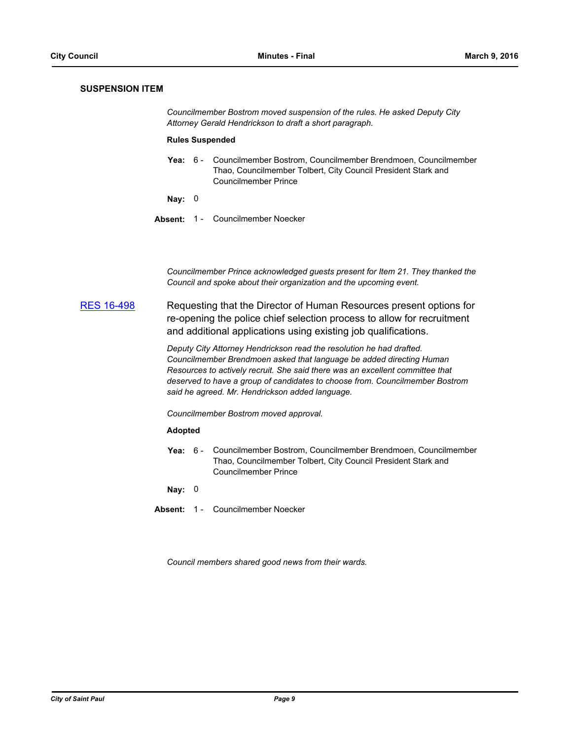## SUSPENSION ITEM

*Councilmember Bostrom moved suspension of the rules. He asked Deputy City Attorney Gerald Hendrickson to draft a short paragraph.*

**Rules Suspended**

**Yea:** 6 - Councilmember Bostrom, Councilmember Brendmoen, Councilmember Thao, Councilmember Tolbert, City Council President Stark and Councilmember Prince

**Nay:** 0

**Absent:** 1 - Councilmember Noecker

*Councilmember Prince acknowledged guests present for Item 21. They thanked the Council and spoke about their organization and the upcoming event.*

RES 16-498 Requesting that the Director of Human Resources present options for re-opening the police chief selection process to allow for recruitment and additional applications using existing job qualifications.

*Deputy City Attorney Hendrickson read the resolution he had drafted. Councilmember Brendmoen asked that language be added directing Human Resources to actively recruit. She said there was an excellent committee that deserved to have a group of candidates to choose from. Councilmember Bostrom said he agreed. Mr. Hendrickson added language.*

*Councilmember Bostrom moved approval.*

**Adopted**

**Yea:** 6 - Councilmember Bostrom, Councilmember Brendmoen, Councilmember Thao, Councilmember Tolbert, City Council President Stark and Councilmember Prince

**Nay:** 0

**Absent:** 1 - Councilmember Noecker

*Council members shared good news from their wards.*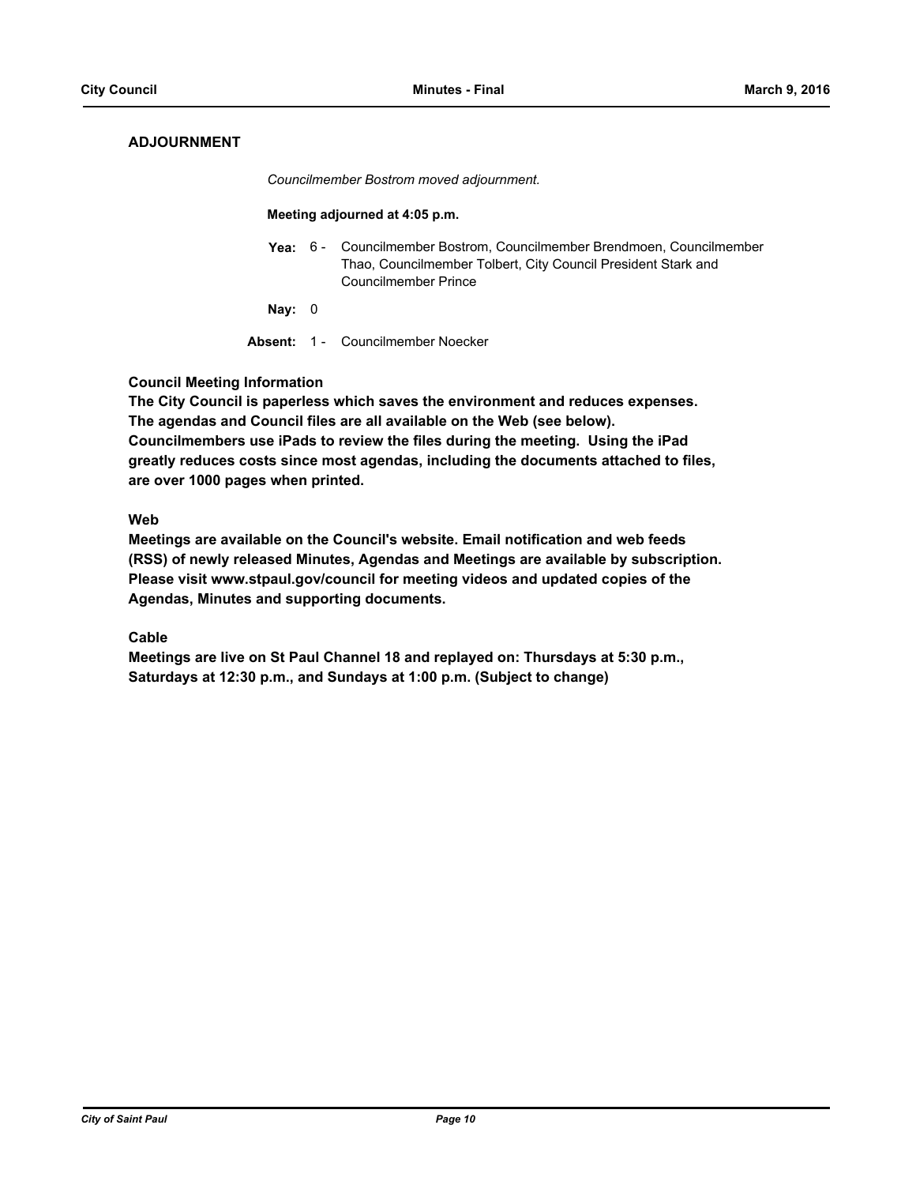## ADJOURNMENT

*Councilmember Bostrom moved adjournment.*

**Meeting adjourned at 4:05 p.m.**

**Yea:** 6 - Councilmember Bostrom, Councilmember Brendmoen, Councilmember Thao, Councilmember Tolbert, City Council President Stark and Councilmember Prince

**Nay:** 0

**Absent:** 1 - Councilmember Noecker

**Council Meeting Information**

**The City Council is paperless which saves the environment and reduces expenses. The agendas and Council files are all available on the Web (see below). Councilmembers use iPads to review the files during the meeting. Using the iPad greatly reduces costs since most agendas, including the documents attached to files, are over 1000 pages when printed.**

**Web**

**Meetings are available on the Council's website. Email notification and web feeds (RSS) of newly released Minutes, Agendas and Meetings are available by subscription. Please visit www.stpaul.gov/council for meeting videos and updated copies of the Agendas, Minutes and supporting documents.**

**Cable**

**Meetings are live on St Paul Channel 18 and replayed on: Thursdays at 5:30 p.m., Saturdays at 12:30 p.m., and Sundays at 1:00 p.m. (Subject to change)**